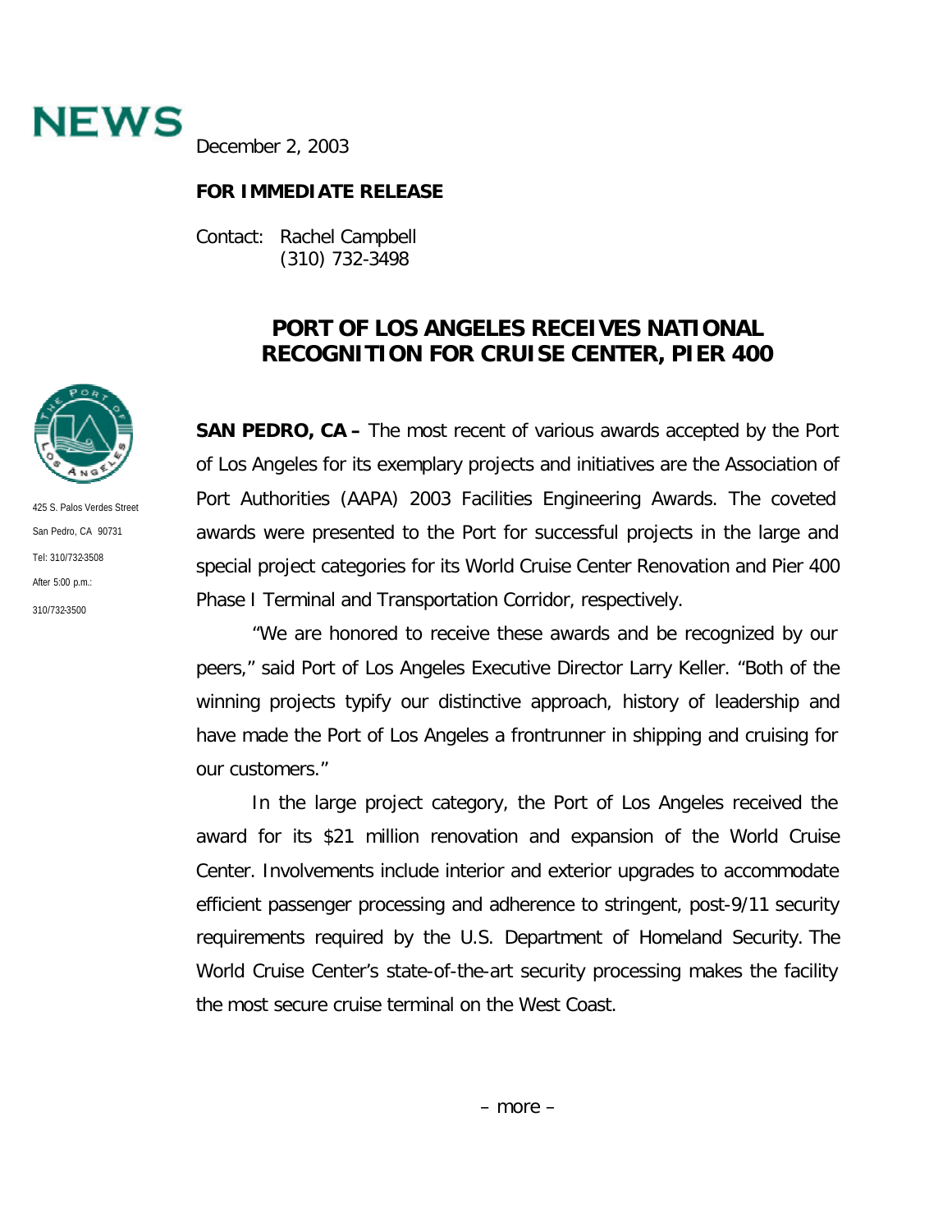**NEWS**

December 2, 2003

**FOR IMMEDIATE RELEASE**

Contact: Rachel Campbell
(310) 732-3498

425 S. Palos Verdes Street
San Pedro, CA 90731
Tel: 310/732-3508
After 5:00 p.m.:
310/732-3500

# PORT OF LOS ANGELES RECEIVES NATIONAL RECOGNITION FOR CRUISE CENTER, PIER 400

**SAN PEDRO, CA –** The most recent of various awards accepted by the Port of Los Angeles for its exemplary projects and initiatives are the Association of Port Authorities (AAPA) 2003 Facilities Engineering Awards. The coveted awards were presented to the Port for successful projects in the large and special project categories for its World Cruise Center Renovation and Pier 400 Phase I Terminal and Transportation Corridor, respectively.

"We are honored to receive these awards and be recognized by our peers," said Port of Los Angeles Executive Director Larry Keller. "Both of the winning projects typify our distinctive approach, history of leadership and have made the Port of Los Angeles a frontrunner in shipping and cruising for our customers."

In the large project category, the Port of Los Angeles received the award for its $21 million renovation and expansion of the World Cruise Center. Involvements include interior and exterior upgrades to accommodate efficient passenger processing and adherence to stringent, post-9/11 security requirements required by the U.S. Department of Homeland Security. The World Cruise Center's state-of-the-art security processing makes the facility the most secure cruise terminal on the West Coast.

– more –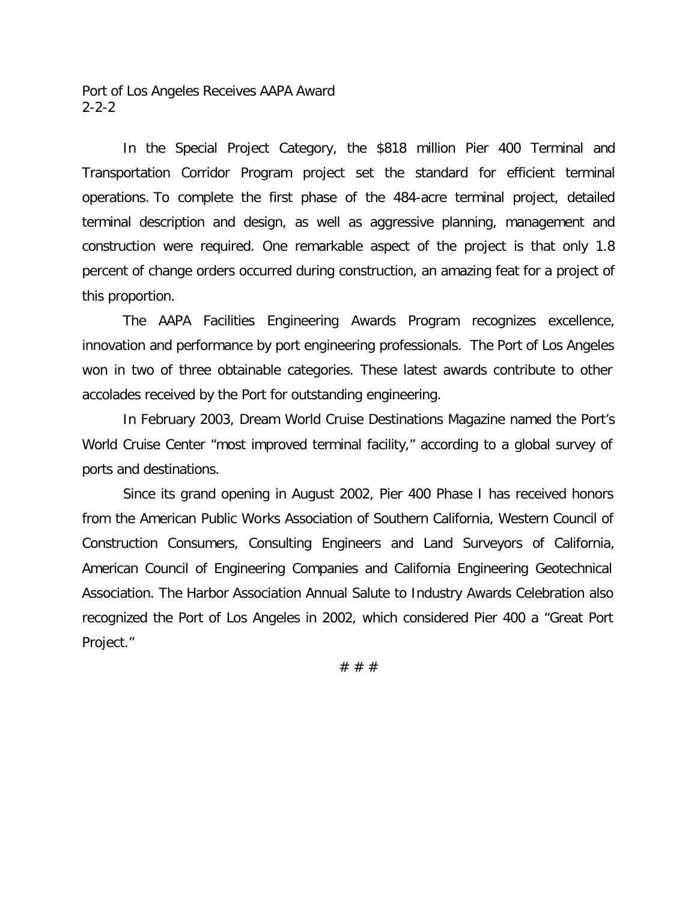In the Special Project Category, the $818 million Pier 400 Terminal and Transportation Corridor Program project set the standard for efficient terminal operations. To complete the first phase of the 484-acre terminal project, detailed terminal description and design, as well as aggressive planning, management and construction were required. One remarkable aspect of the project is that only 1.8 percent of change orders occurred during construction, an amazing feat for a project of this proportion.

The AAPA Facilities Engineering Awards Program recognizes excellence, innovation and performance by port engineering professionals. The Port of Los Angeles won in two of three obtainable categories. These latest awards contribute to other accolades received by the Port for outstanding engineering.

In February 2003, Dream World Cruise Destinations Magazine named the Port's World Cruise Center "most improved terminal facility," according to a global survey of ports and destinations.

Since its grand opening in August 2002, Pier 400 Phase I has received honors from the American Public Works Association of Southern California, Western Council of Construction Consumers, Consulting Engineers and Land Surveyors of California, American Council of Engineering Companies and California Engineering Geotechnical Association. The Harbor Association Annual Salute to Industry Awards Celebration also recognized the Port of Los Angeles in 2002, which considered Pier 400 a "Great Port Project."

# # #